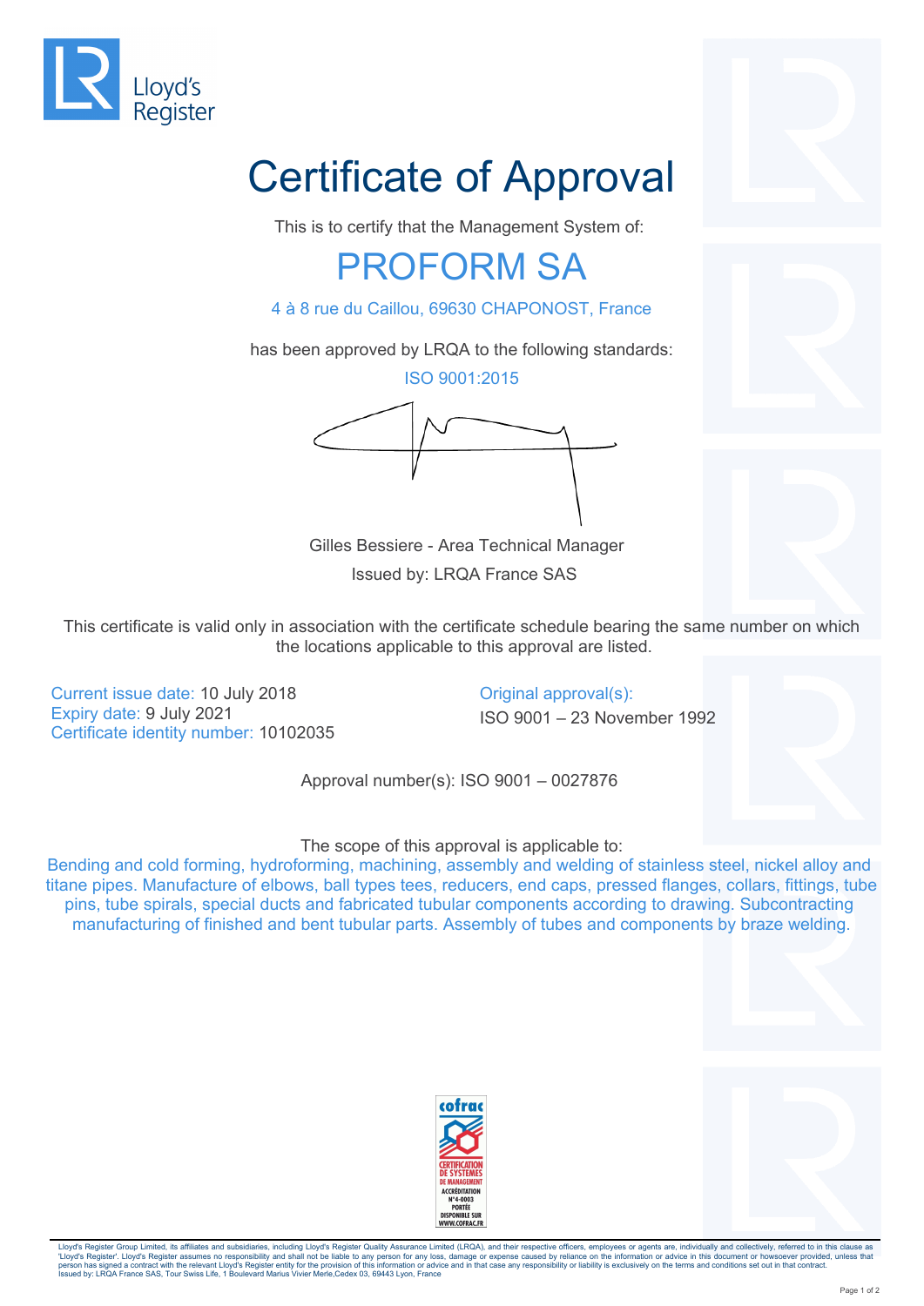Lloyd's Register

# Certificate of Approval

This is to certify that the Management System of:

## PROFORM SA

4 à 8 rue du Caillou, 69630 CHAPONOST, France

has been approved by LRQA to the following standards:

ISO 9001:2015

Gilles Bessiere - Area Technical Manager

Issued by: LRQA France SAS

This certificate is valid only in association with the certificate schedule bearing the same number on which the locations applicable to this approval are listed.

Current issue date: 10 July 2018
Expiry date: 9 July 2021
Certificate identity number: 10102035

Original approval(s):
ISO 9001 – 23 November 1992

Approval number(s): ISO 9001 – 0027876

The scope of this approval is applicable to:

Bending and cold forming, hydroforming, machining, assembly and welding of stainless steel, nickel alloy and titane pipes. Manufacture of elbows, ball types tees, reducers, end caps, pressed flanges, collars, fittings, tube pins, tube spirals, special ducts and fabricated tubular components according to drawing. Subcontracting manufacturing of finished and bent tubular parts. Assembly of tubes and components by braze welding.

cofrac
CERTIFICATION DE SYSTEMES DE MANAGEMENT
ACCRÉDITATION N°4-0003
PORTÉE DISPONIBLE SUR WWW.COFRAC.FR

Lloyd's Register Group Limited, its affiliates and subsidiaries, including Lloyd's Register Quality Assurance Limited (LRQA), and their respective officers, employees or agents are, individually and collectively, referred to in this clause as 'Lloyd's Register'. Lloyd's Register assumes no responsibility and shall not be liable to any person for any loss, damage or expense caused by reliance on the information or advice in this document or howsoever provided, unless that person has signed a contract with the relevant Lloyd's Register entity for the provision of this information or advice and in that case any responsibility or liability is exclusively on the terms and conditions set out in that contract.
Issued by: LRQA France SAS, Tour Swiss Life, 1 Boulevard Marius Vivier Merle,Cedex 03, 69443 Lyon, France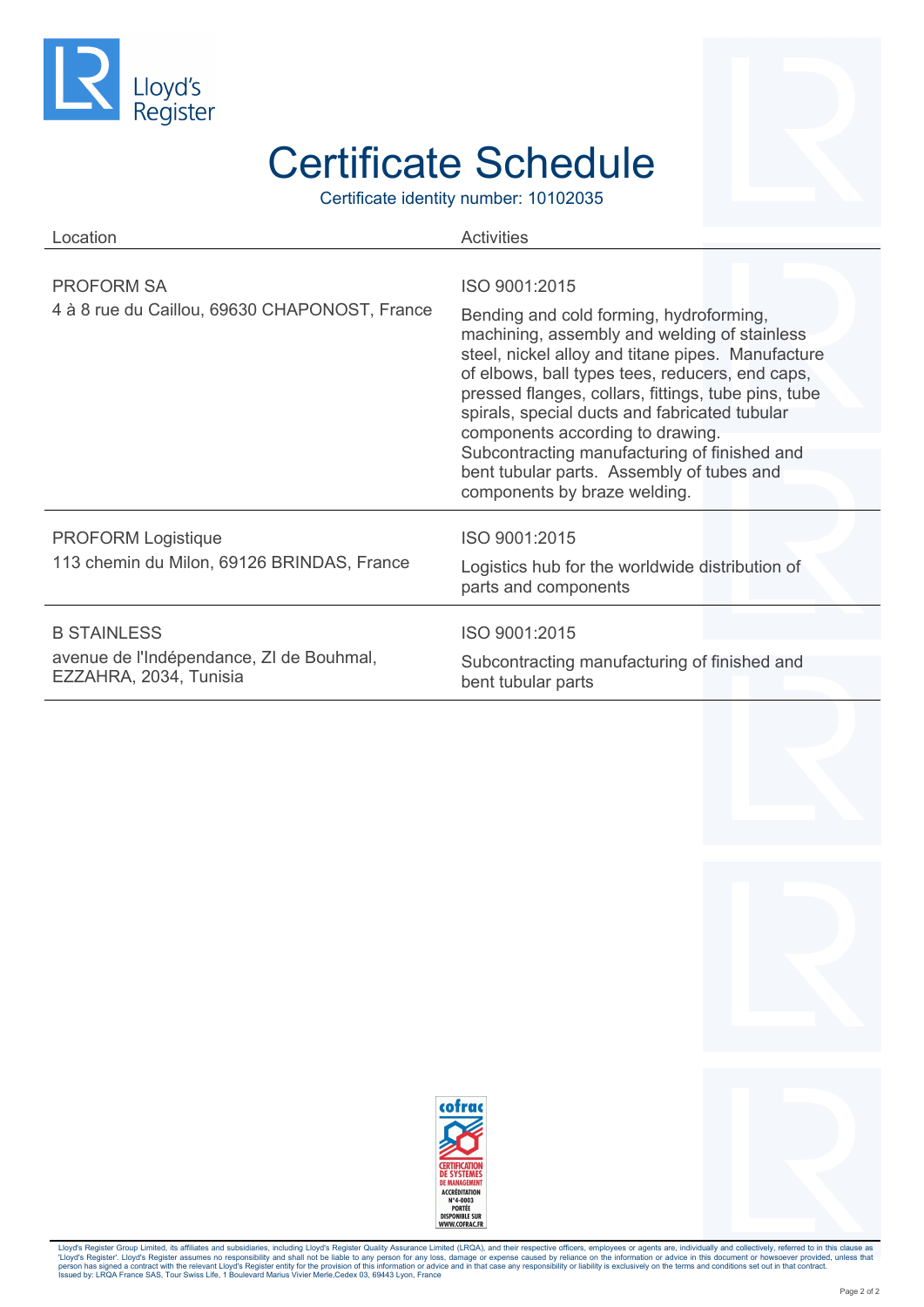# Certificate Schedule

Certificate identity number: 10102035

| Location | Activities |
|---|---|
| PROFORM SA<br>4 à 8 rue du Caillou, 69630 CHAPONOST, France | ISO 9001:2015<br>Bending and cold forming, hydroforming, machining, assembly and welding of stainless steel, nickel alloy and titane pipes. Manufacture of elbows, ball types tees, reducers, end caps, pressed flanges, collars, fittings, tube pins, tube spirals, special ducts and fabricated tubular components according to drawing. Subcontracting manufacturing of finished and bent tubular parts. Assembly of tubes and components by braze welding. |
| PROFORM Logistique<br>113 chemin du Milon, 69126 BRINDAS, France | ISO 9001:2015<br>Logistics hub for the worldwide distribution of parts and components |
| B STAINLESS<br>avenue de l'Indépendance, ZI de Bouhmal, EZZAHRA, 2034, Tunisia | ISO 9001:2015<br>Subcontracting manufacturing of finished and bent tubular parts |

cofrac
CERTIFICATION DE SYSTEMES DE MANAGEMENT
ACCRÉDITATION N°4-0003
PORTÉE DISPONIBLE SUR WWW.COFRAC.FR

Lloyd's Register Group Limited, its affiliates and subsidiaries, including Lloyd's Register Quality Assurance Limited (LRQA), and their respective officers, employees or agents are, individually and collectively, referred to in this clause as 'Lloyd's Register'. Lloyd's Register assumes no responsibility and shall not be liable to any person for any loss, damage or expense caused by reliance on the information or advice in this document or howsoever provided, unless that person has signed a contract with the relevant Lloyd's Register entity for the provision of this information or advice and in that case any responsibility or liability is exclusively on the terms and conditions set out in that contract.
Issued by: LRQA France SAS, Tour Swiss Life, 1 Boulevard Marius Vivier Merle,Cedex 03, 69443 Lyon, France